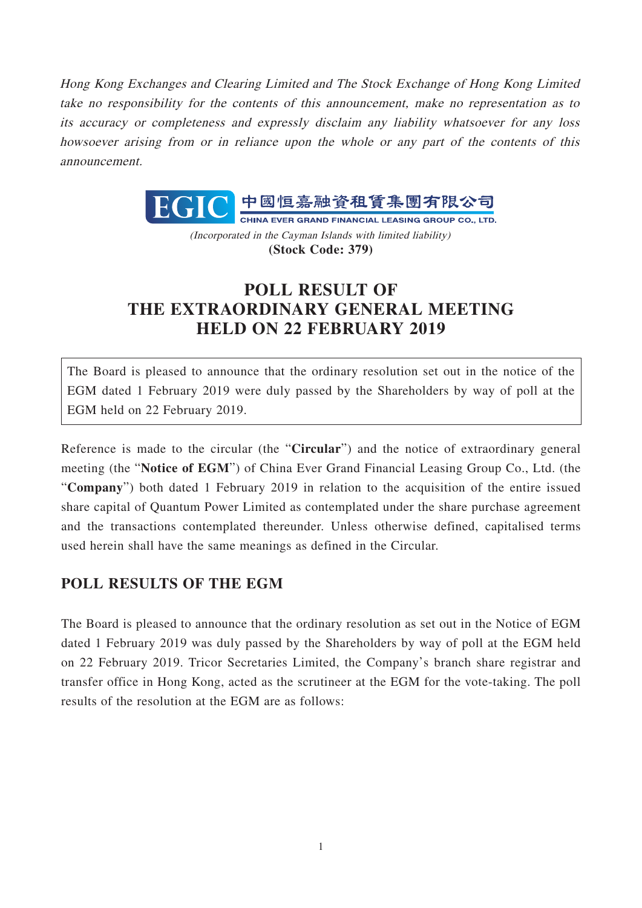*Hong Kong Exchanges and Clearing Limited and The Stock Exchange of Hong Kong Limited take no responsibility for the contents of this announcement, make no representation as to its accuracy or completeness and expressly disclaim any liability whatsoever for any loss howsoever arising from or in reliance upon the whole or any part of the contents of this announcement.*

EGIC 中國恒嘉融資租賃集團有限公司
CHINA EVER GRAND FINANCIAL LEASING GROUP CO., LTD.

*(Incorporated in the Cayman Islands with limited liability)*
**(Stock Code: 379)**

# POLL RESULT OF THE EXTRAORDINARY GENERAL MEETING HELD ON 22 FEBRUARY 2019

The Board is pleased to announce that the ordinary resolution set out in the notice of the EGM dated 1 February 2019 were duly passed by the Shareholders by way of poll at the EGM held on 22 February 2019.

Reference is made to the circular (the "**Circular**") and the notice of extraordinary general meeting (the "**Notice of EGM**") of China Ever Grand Financial Leasing Group Co., Ltd. (the "**Company**") both dated 1 February 2019 in relation to the acquisition of the entire issued share capital of Quantum Power Limited as contemplated under the share purchase agreement and the transactions contemplated thereunder. Unless otherwise defined, capitalised terms used herein shall have the same meanings as defined in the Circular.

## POLL RESULTS OF THE EGM

The Board is pleased to announce that the ordinary resolution as set out in the Notice of EGM dated 1 February 2019 was duly passed by the Shareholders by way of poll at the EGM held on 22 February 2019. Tricor Secretaries Limited, the Company's branch share registrar and transfer office in Hong Kong, acted as the scrutineer at the EGM for the vote-taking. The poll results of the resolution at the EGM are as follows: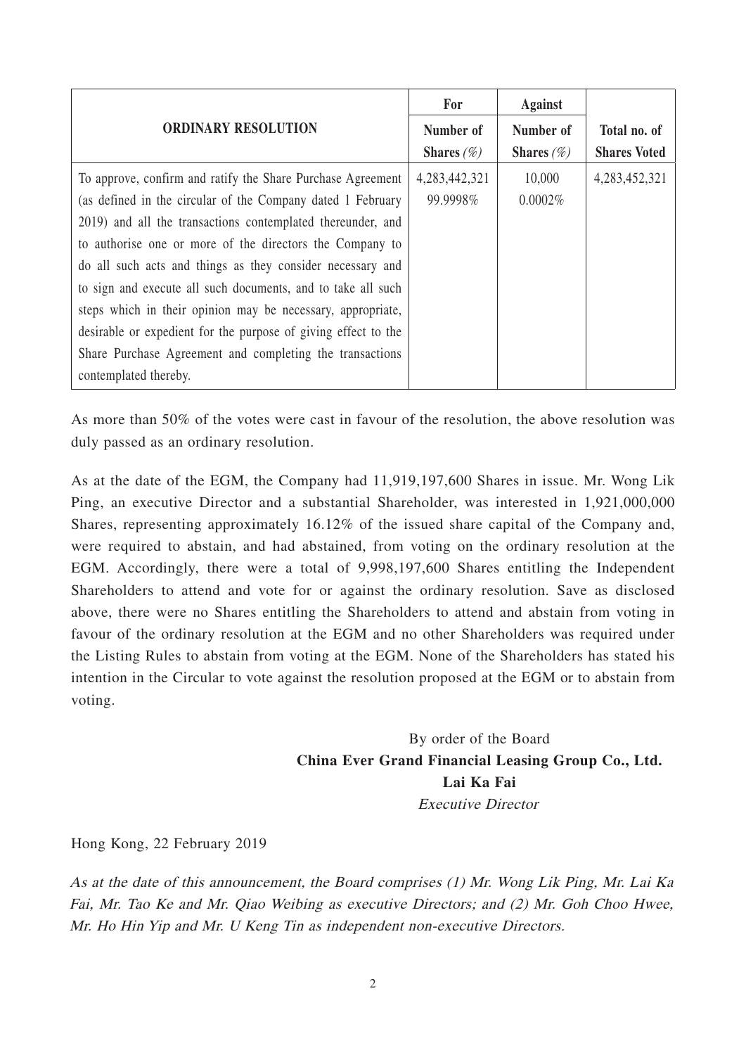| ORDINARY RESOLUTION | For<br>Number of Shares (%) | Against<br>Number of Shares (%) | Total no. of Shares Voted |
|---|---|---|---|
| To approve, confirm and ratify the Share Purchase Agreement (as defined in the circular of the Company dated 1 February 2019) and all the transactions contemplated thereunder, and to authorise one or more of the directors the Company to do all such acts and things as they consider necessary and to sign and execute all such documents, and to take all such steps which in their opinion may be necessary, appropriate, desirable or expedient for the purpose of giving effect to the Share Purchase Agreement and completing the transactions contemplated thereby. | 4,283,442,321<br>99.9998% | 10,000<br>0.0002% | 4,283,452,321 |

As more than 50% of the votes were cast in favour of the resolution, the above resolution was duly passed as an ordinary resolution.

As at the date of the EGM, the Company had 11,919,197,600 Shares in issue. Mr. Wong Lik Ping, an executive Director and a substantial Shareholder, was interested in 1,921,000,000 Shares, representing approximately 16.12% of the issued share capital of the Company and, were required to abstain, and had abstained, from voting on the ordinary resolution at the EGM. Accordingly, there were a total of 9,998,197,600 Shares entitling the Independent Shareholders to attend and vote for or against the ordinary resolution. Save as disclosed above, there were no Shares entitling the Shareholders to attend and abstain from voting in favour of the ordinary resolution at the EGM and no other Shareholders was required under the Listing Rules to abstain from voting at the EGM. None of the Shareholders has stated his intention in the Circular to vote against the resolution proposed at the EGM or to abstain from voting.

By order of the Board
**China Ever Grand Financial Leasing Group Co., Ltd.**
**Lai Ka Fai**
*Executive Director*

Hong Kong, 22 February 2019

*As at the date of this announcement, the Board comprises (1) Mr. Wong Lik Ping, Mr. Lai Ka Fai, Mr. Tao Ke and Mr. Qiao Weibing as executive Directors; and (2) Mr. Goh Choo Hwee, Mr. Ho Hin Yip and Mr. U Keng Tin as independent non-executive Directors.*